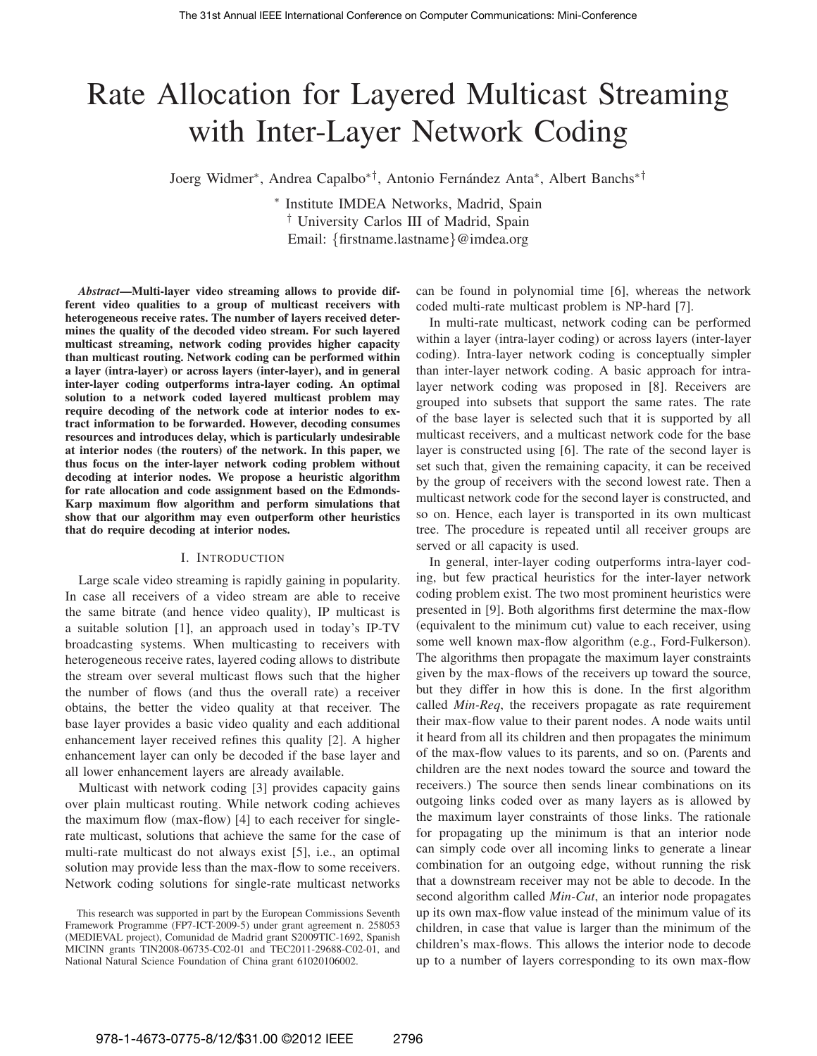# Rate Allocation for Layered Multicast Streaming with Inter-Layer Network Coding

Joerg Widmer[*], Andrea Capalbo[*†], Antonio Fernández Anta[*], Albert Banchs[*†]

[*] Institute IMDEA Networks, Madrid, Spain
[†] University Carlos III of Madrid, Spain
Email: {firstname.lastname}@imdea.org

***Abstract*—Multi-layer video streaming allows to provide different video qualities to a group of multicast receivers with heterogeneous receive rates. The number of layers received determines the quality of the decoded video stream. For such layered multicast streaming, network coding provides higher capacity than multicast routing. Network coding can be performed within a layer (intra-layer) or across layers (inter-layer), and in general inter-layer coding outperforms intra-layer coding. An optimal solution to a network coded layered multicast problem may require decoding of the network code at interior nodes to extract information to be forwarded. However, decoding consumes resources and introduces delay, which is particularly undesirable at interior nodes (the routers) of the network. In this paper, we thus focus on the inter-layer network coding problem without decoding at interior nodes. We propose a heuristic algorithm for rate allocation and code assignment based on the Edmonds-Karp maximum flow algorithm and perform simulations that show that our algorithm may even outperform other heuristics that do require decoding at interior nodes.**

## I. Introduction

Large scale video streaming is rapidly gaining in popularity. In case all receivers of a video stream are able to receive the same bitrate (and hence video quality), IP multicast is a suitable solution [1], an approach used in today's IP-TV broadcasting systems. When multicasting to receivers with heterogeneous receive rates, layered coding allows to distribute the stream over several multicast flows such that the higher the number of flows (and thus the overall rate) a receiver obtains, the better the video quality at that receiver. The base layer provides a basic video quality and each additional enhancement layer received refines this quality [2]. A higher enhancement layer can only be decoded if the base layer and all lower enhancement layers are already available.

Multicast with network coding [3] provides capacity gains over plain multicast routing. While network coding achieves the maximum flow (max-flow) [4] to each receiver for single-rate multicast, solutions that achieve the same for the case of multi-rate multicast do not always exist [5], i.e., an optimal solution may provide less than the max-flow to some receivers. Network coding solutions for single-rate multicast networks can be found in polynomial time [6], whereas the network coded multi-rate multicast problem is NP-hard [7].

In multi-rate multicast, network coding can be performed within a layer (intra-layer coding) or across layers (inter-layer coding). Intra-layer network coding is conceptually simpler than inter-layer network coding. A basic approach for intra-layer network coding was proposed in [8]. Receivers are grouped into subsets that support the same rates. The rate of the base layer is selected such that it is supported by all multicast receivers, and a multicast network code for the base layer is constructed using [6]. The rate of the second layer is set such that, given the remaining capacity, it can be received by the group of receivers with the second lowest rate. Then a multicast network code for the second layer is constructed, and so on. Hence, each layer is transported in its own multicast tree. The procedure is repeated until all receiver groups are served or all capacity is used.

In general, inter-layer coding outperforms intra-layer coding, but few practical heuristics for the inter-layer network coding problem exist. The two most prominent heuristics were presented in [9]. Both algorithms first determine the max-flow (equivalent to the minimum cut) value to each receiver, using some well known max-flow algorithm (e.g., Ford-Fulkerson). The algorithms then propagate the maximum layer constraints given by the max-flows of the receivers up toward the source, but they differ in how this is done. In the first algorithm called *Min-Req*, the receivers propagate as rate requirement their max-flow value to their parent nodes. A node waits until it heard from all its children and then propagates the minimum of the max-flow values to its parents, and so on. (Parents and children are the next nodes toward the source and toward the receivers.) The source then sends linear combinations on its outgoing links coded over as many layers as is allowed by the maximum layer constraints of those links. The rationale for propagating up the minimum is that an interior node can simply code over all incoming links to generate a linear combination for an outgoing edge, without running the risk that a downstream receiver may not be able to decode. In the second algorithm called *Min-Cut*, an interior node propagates up its own max-flow value instead of the minimum value of its children, in case that value is larger than the minimum of the children's max-flows. This allows the interior node to decode up to a number of layers corresponding to its own max-flow

This research was supported in part by the European Commissions Seventh Framework Programme (FP7-ICT-2009-5) under grant agreement n. 258053 (MEDIEVAL project), Comunidad de Madrid grant S2009TIC-1692, Spanish MICINN grants TIN2008-06735-C02-01 and TEC2011-29688-C02-01, and National Natural Science Foundation of China grant 61020106002.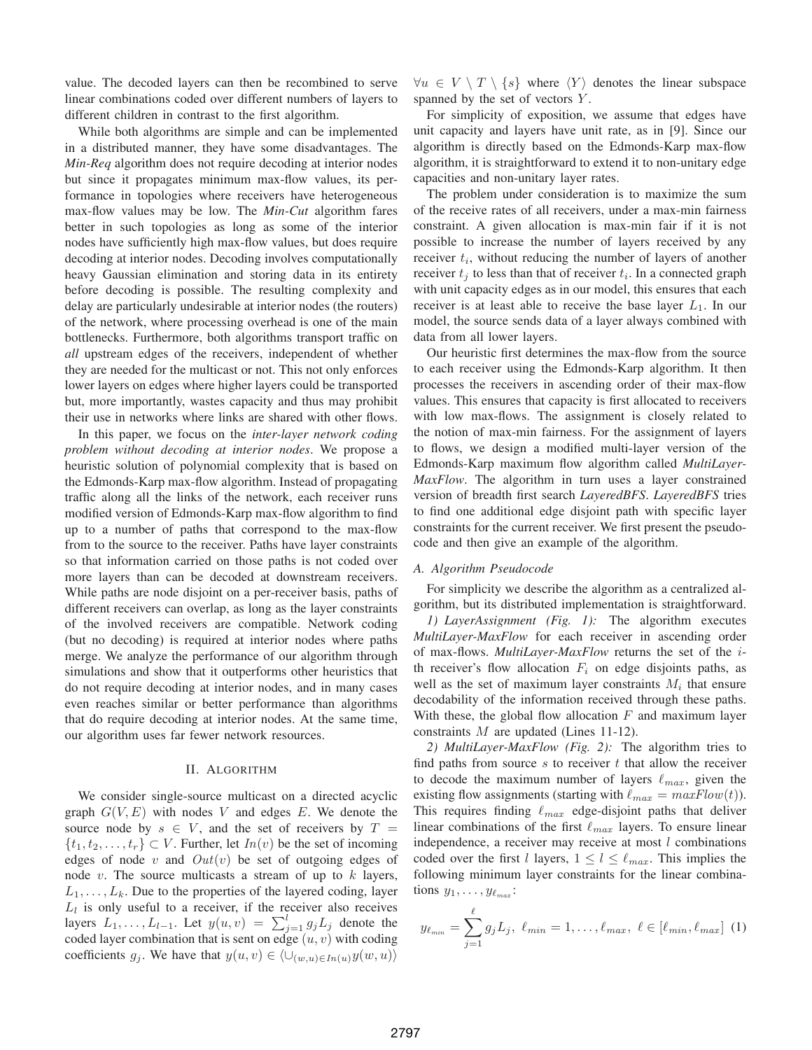value. The decoded layers can then be recombined to serve linear combinations coded over different numbers of layers to different children in contrast to the first algorithm.

While both algorithms are simple and can be implemented in a distributed manner, they have some disadvantages. The *Min-Req* algorithm does not require decoding at interior nodes but since it propagates minimum max-flow values, its performance in topologies where receivers have heterogeneous max-flow values may be low. The *Min-Cut* algorithm fares better in such topologies as long as some of the interior nodes have sufficiently high max-flow values, but does require decoding at interior nodes. Decoding involves computationally heavy Gaussian elimination and storing data in its entirety before decoding is possible. The resulting complexity and delay are particularly undesirable at interior nodes (the routers) of the network, where processing overhead is one of the main bottlenecks. Furthermore, both algorithms transport traffic on *all* upstream edges of the receivers, independent of whether they are needed for the multicast or not. This not only enforces lower layers on edges where higher layers could be transported but, more importantly, wastes capacity and thus may prohibit their use in networks where links are shared with other flows.

In this paper, we focus on the *inter-layer network coding problem without decoding at interior nodes*. We propose a heuristic solution of polynomial complexity that is based on the Edmonds-Karp max-flow algorithm. Instead of propagating traffic along all the links of the network, each receiver runs modified version of Edmonds-Karp max-flow algorithm to find up to a number of paths that correspond to the max-flow from to the source to the receiver. Paths have layer constraints so that information carried on those paths is not coded over more layers than can be decoded at downstream receivers. While paths are node disjoint on a per-receiver basis, paths of different receivers can overlap, as long as the layer constraints of the involved receivers are compatible. Network coding (but no decoding) is required at interior nodes where paths merge. We analyze the performance of our algorithm through simulations and show that it outperforms other heuristics that do not require decoding at interior nodes, and in many cases even reaches similar or better performance than algorithms that do require decoding at interior nodes. At the same time, our algorithm uses far fewer network resources.

## II. Algorithm

We consider single-source multicast on a directed acyclic graph $G(V, E)$ with nodes $V$ and edges $E$. We denote the source node by $s \in V$, and the set of receivers by $T = \{t_1, t_2, \ldots, t_r\} \subset V$. Further, let $In(v)$ be the set of incoming edges of node $v$ and $Out(v)$ be set of outgoing edges of node $v$. The source multicasts a stream of up to $k$ layers, $L_1, \ldots, L_k$. Due to the properties of the layered coding, layer $L_l$ is only useful to a receiver, if the receiver also receives layers $L_1, \ldots, L_{l-1}$. Let $y(u,v) = \sum_{j=1}^{l} g_j L_j$ denote the coded layer combination that is sent on edge $(u,v)$ with coding coefficients $g_j$. We have that $y(u,v) \in \langle \cup_{(w,u) \in In(u)} y(w,u) \rangle$ $\forall u \in V \setminus T \setminus \{s\}$ where $\langle Y \rangle$ denotes the linear subspace spanned by the set of vectors $Y$.

For simplicity of exposition, we assume that edges have unit capacity and layers have unit rate, as in [9]. Since our algorithm is directly based on the Edmonds-Karp max-flow algorithm, it is straightforward to extend it to non-unitary edge capacities and non-unitary layer rates.

The problem under consideration is to maximize the sum of the receive rates of all receivers, under a max-min fairness constraint. A given allocation is max-min fair if it is not possible to increase the number of layers received by any receiver $t_i$, without reducing the number of layers of another receiver $t_j$ to less than that of receiver $t_i$. In a connected graph with unit capacity edges as in our model, this ensures that each receiver is at least able to receive the base layer $L_1$. In our model, the source sends data of a layer always combined with data from all lower layers.

Our heuristic first determines the max-flow from the source to each receiver using the Edmonds-Karp algorithm. It then processes the receivers in ascending order of their max-flow values. This ensures that capacity is first allocated to receivers with low max-flows. The assignment is closely related to the notion of max-min fairness. For the assignment of layers to flows, we design a modified multi-layer version of the Edmonds-Karp maximum flow algorithm called *MultiLayer-MaxFlow*. The algorithm in turn uses a layer constrained version of breadth first search *LayeredBFS*. *LayeredBFS* tries to find one additional edge disjoint path with specific layer constraints for the current receiver. We first present the pseudo-code and then give an example of the algorithm.

### A. Algorithm Pseudocode

For simplicity we describe the algorithm as a centralized algorithm, but its distributed implementation is straightforward.

*1) LayerAssignment (Fig. 1):* The algorithm executes *MultiLayer-MaxFlow* for each receiver in ascending order of max-flows. *MultiLayer-MaxFlow* returns the set of the $i$-th receiver's flow allocation $F_i$ on edge disjoints paths, as well as the set of maximum layer constraints $M_i$ that ensure decodability of the information received through these paths. With these, the global flow allocation $F$ and maximum layer constraints $M$ are updated (Lines 11-12).

*2) MultiLayer-MaxFlow (Fig. 2):* The algorithm tries to find paths from source $s$ to receiver $t$ that allow the receiver to decode the maximum number of layers $\ell_{max}$, given the existing flow assignments (starting with $\ell_{max} = maxFlow(t)$). This requires finding $\ell_{max}$ edge-disjoint paths that deliver linear combinations of the first $\ell_{max}$ layers. To ensure linear independence, a receiver may receive at most $l$ combinations coded over the first $l$ layers, $1 \le l \le \ell_{max}$. This implies the following minimum layer constraints for the linear combinations $y_1, \ldots, y_{\ell_{max}}$:

$$y_{\ell_{min}} = \sum_{j=1}^{\ell} g_j L_j,\ \ell_{min} = 1, \ldots, \ell_{max},\ \ell \in [\ell_{min}, \ell_{max}] \quad (1)$$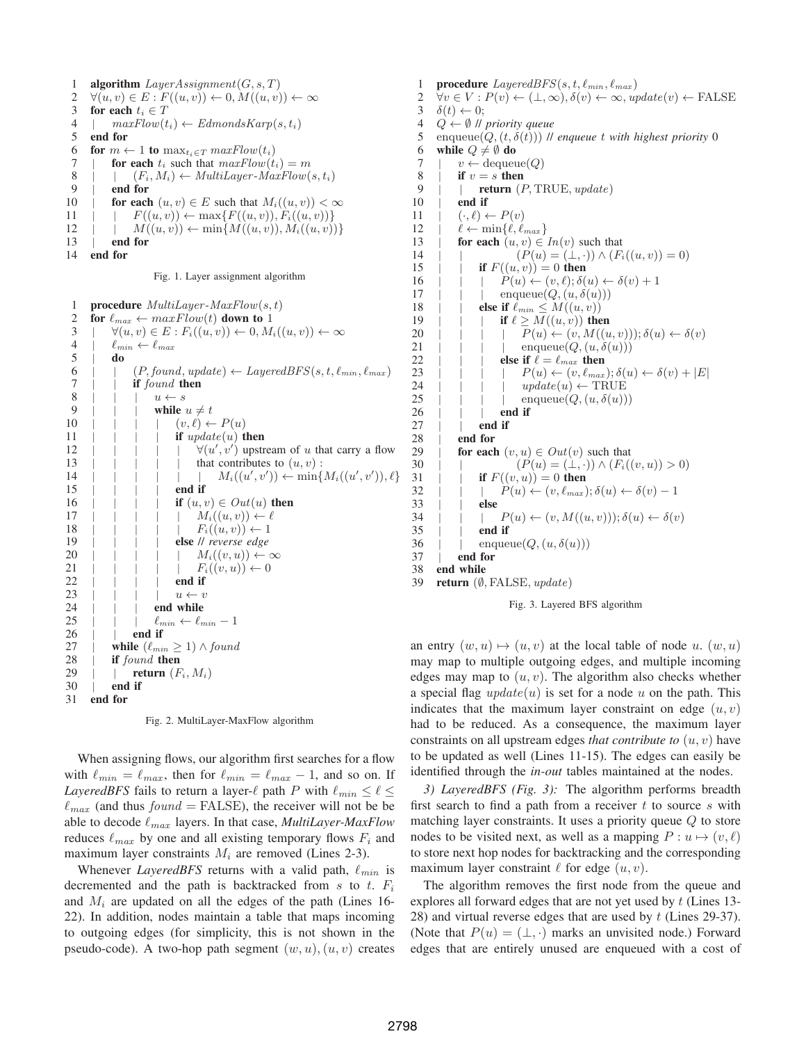```
1   algorithm LayerAssignment(G, s, T)
2   ∀(u,v) ∈ E : F((u,v)) ← 0, M((u,v)) ← ∞
3   for each t_i ∈ T
4   |   maxFlow(t_i) ← EdmondsKarp(s, t_i)
5   end for
6   for m ← 1 to max_{t_i ∈ T} maxFlow(t_i)
7   |   for each t_i such that maxFlow(t_i) = m
8   |   |   (F_i, M_i) ← MultiLayer-MaxFlow(s, t_i)
9   |   end for
10  |   for each (u,v) ∈ E such that M_i((u,v)) < ∞
11  |   |   F((u,v)) ← max{F((u,v)), F_i((u,v))}
12  |   |   M((u,v)) ← min{M((u,v)), M_i((u,v))}
13  |   end for
14  end for
```

Fig. 1. Layer assignment algorithm

```
1   procedure MultiLayer-MaxFlow(s, t)
2   for ℓ_max ← maxFlow(t) down to 1
3   |   ∀(u,v) ∈ E : F_i((u,v)) ← 0, M_i((u,v)) ← ∞
4   |   ℓ_min ← ℓ_max
5   |   do
6   |   |   (P, found, update) ← LayeredBFS(s, t, ℓ_min, ℓ_max)
7   |   |   if found then
8   |   |   |   u ← s
9   |   |   |   while u ≠ t
10  |   |   |   |   (v, ℓ) ← P(u)
11  |   |   |   |   if update(u) then
12  |   |   |   |   |   ∀(u',v') upstream of u that carry a flow
13  |   |   |   |   |   that contributes to (u,v) :
14  |   |   |   |   |   |   M_i((u',v')) ← min{M_i((u',v')), ℓ}
15  |   |   |   |   end if
16  |   |   |   |   if (u,v) ∈ Out(u) then
17  |   |   |   |   |   M_i((u,v)) ← ℓ
18  |   |   |   |   |   F_i((u,v)) ← 1
19  |   |   |   |   else // reverse edge
20  |   |   |   |   |   M_i((v,u)) ← ∞
21  |   |   |   |   |   F_i((v,u)) ← 0
22  |   |   |   |   end if
23  |   |   |   |   u ← v
24  |   |   |   end while
25  |   |   |   ℓ_min ← ℓ_min − 1
26  |   |   end if
27  |   while (ℓ_min ≥ 1) ∧ found
28  |   if found then
29  |   |   return (F_i, M_i)
30  |   end if
31  end for
```

Fig. 2. MultiLayer-MaxFlow algorithm

When assigning flows, our algorithm first searches for a flow with $\ell_{min} = \ell_{max}$, then for $\ell_{min} = \ell_{max} - 1$, and so on. If *LayeredBFS* fails to return a layer-$\ell$ path $P$ with $\ell_{min} \leq \ell \leq \ell_{max}$ (and thus $found$ = FALSE), the receiver will not be be able to decode $\ell_{max}$ layers. In that case, *MultiLayer-MaxFlow* reduces $\ell_{max}$ by one and all existing temporary flows $F_i$ and maximum layer constraints $M_i$ are removed (Lines 2-3).

Whenever *LayeredBFS* returns with a valid path, $\ell_{min}$ is decremented and the path is backtracked from $s$ to $t$. $F_i$ and $M_i$ are updated on all the edges of the path (Lines 16-22). In addition, nodes maintain a table that maps incoming to outgoing edges (for simplicity, this is not shown in the pseudo-code). A two-hop path segment $(w,u),(u,v)$ creates an entry $(w,u) \mapsto (u,v)$ at the local table of node $u$. $(w,u)$ may map to multiple outgoing edges, and multiple incoming edges may map to $(u,v)$. The algorithm also checks whether a special flag $update(u)$ is set for a node $u$ on the path. This indicates that the maximum layer constraint on edge $(u,v)$ had to be reduced. As a consequence, the maximum layer constraints on all upstream edges *that contribute to* $(u,v)$ have to be updated as well (Lines 11-15). The edges can easily be identified through the *in-out* tables maintained at the nodes.

```
1   procedure LayeredBFS(s, t, ℓ_min, ℓ_max)
2   ∀v ∈ V : P(v) ← (⊥, ∞), δ(v) ← ∞, update(v) ← FALSE
3   δ(t) ← 0;
4   Q ← ∅ // priority queue
5   enqueue(Q, (t, δ(t))) // enqueue t with highest priority 0
6   while Q ≠ ∅ do
7   |   v ← dequeue(Q)
8   |   if v = s then
9   |   |   return (P, TRUE, update)
10  |   end if
11  |   (·, ℓ) ← P(v)
12  |   ℓ ← min{ℓ, ℓ_max}
13  |   for each (u,v) ∈ In(v) such that
14  |   |           (P(u) = (⊥,·)) ∧ (F_i((u,v)) = 0)
15  |   |   if F((u,v)) = 0 then
16  |   |   |   P(u) ← (v, ℓ); δ(u) ← δ(v) + 1
17  |   |   |   enqueue(Q, (u, δ(u)))
18  |   |   else if ℓ_min ≤ M((u,v))
19  |   |   |   if ℓ ≥ M((u,v)) then
20  |   |   |   |   P(u) ← (v, M((u,v))); δ(u) ← δ(v)
21  |   |   |   |   enqueue(Q, (u, δ(u)))
22  |   |   |   else if ℓ = ℓ_max then
23  |   |   |   |   P(u) ← (v, ℓ_max); δ(u) ← δ(v) + |E|
24  |   |   |   |   update(u) ← TRUE
25  |   |   |   |   enqueue(Q, (u, δ(u)))
26  |   |   |   end if
27  |   |   end if
28  |   end for
29  |   for each (v,u) ∈ Out(v) such that
30  |   |           (P(u) = (⊥,·)) ∧ (F_i((v,u)) > 0)
31  |   |   if F((v,u)) = 0 then
32  |   |   |   P(u) ← (v, ℓ_max); δ(u) ← δ(v) − 1
33  |   |   else
34  |   |   |   P(u) ← (v, M((u,v))); δ(u) ← δ(v)
35  |   |   end if
36  |   |   enqueue(Q, (u, δ(u)))
37  |   end for
38  end while
39  return (∅, FALSE, update)
```

Fig. 3. Layered BFS algorithm

*3) LayeredBFS (Fig. 3):* The algorithm performs breadth first search to find a path from a receiver $t$ to source $s$ with matching layer constraints. It uses a priority queue $Q$ to store nodes to be visited next, as well as a mapping $P : u \mapsto (v, \ell)$ to store next hop nodes for backtracking and the corresponding maximum layer constraint $\ell$ for edge $(u,v)$.

The algorithm removes the first node from the queue and explores all forward edges that are not yet used by $t$ (Lines 13-28) and virtual reverse edges that are used by $t$ (Lines 29-37). (Note that $P(u) = (\perp, \cdot)$ marks an unvisited node.) Forward edges that are entirely unused are enqueued with a cost of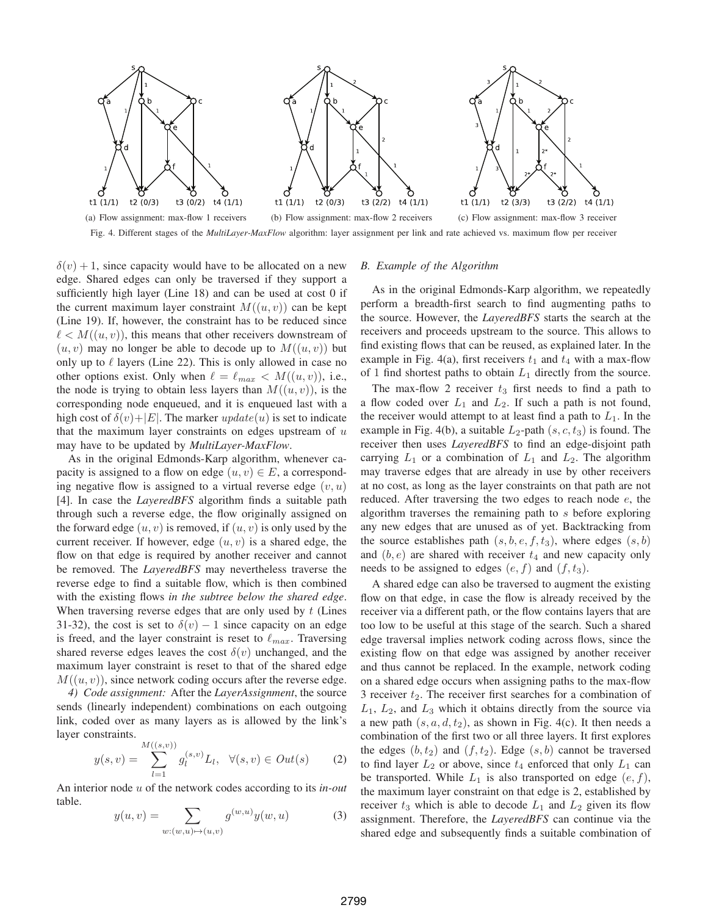(a) Flow assignment: max-flow 1 receivers (b) Flow assignment: max-flow 2 receivers (c) Flow assignment: max-flow 3 receiver

Fig. 4. Different stages of the *MultiLayer-MaxFlow* algorithm: layer assignment per link and rate achieved vs. maximum flow per receiver

$\delta(v)+1$, since capacity would have to be allocated on a new edge. Shared edges can only be traversed if they support a sufficiently high layer (Line 18) and can be used at cost 0 if the current maximum layer constraint $M((u,v))$ can be kept (Line 19). If, however, the constraint has to be reduced since $\ell < M((u,v))$, this means that other receivers downstream of $(u,v)$ may no longer be able to decode up to $M((u,v))$ but only up to $\ell$ layers (Line 22). This is only allowed in case no other options exist. Only when $\ell = \ell_{max} < M((u,v))$, i.e., the node is trying to obtain less layers than $M((u,v))$, is the corresponding node enqueued, and it is enqueued last with a high cost of $\delta(v)+|E|$. The marker $update(u)$ is set to indicate that the maximum layer constraints on edges upstream of $u$ may have to be updated by *MultiLayer-MaxFlow*.

As in the original Edmonds-Karp algorithm, whenever capacity is assigned to a flow on edge $(u,v) \in E$, a corresponding negative flow is assigned to a virtual reverse edge $(v,u)$ [4]. In case the *LayeredBFS* algorithm finds a suitable path through such a reverse edge, the flow originally assigned on the forward edge $(u,v)$ is removed, if $(u,v)$ is only used by the current receiver. If however, edge $(u,v)$ is a shared edge, the flow on that edge is required by another receiver and cannot be removed. The *LayeredBFS* may nevertheless traverse the reverse edge to find a suitable flow, which is then combined with the existing flows *in the subtree below the shared edge*. When traversing reverse edges that are only used by $t$ (Lines 31-32), the cost is set to $\delta(v)-1$ since capacity on an edge is freed, and the layer constraint is reset to $\ell_{max}$. Traversing shared reverse edges leaves the cost $\delta(v)$ unchanged, and the maximum layer constraint is reset to that of the shared edge $M((u,v))$, since network coding occurs after the reverse edge.

*4) Code assignment:* After the *LayerAssignment*, the source sends (linearly independent) combinations on each outgoing link, coded over as many layers as is allowed by the link's layer constraints.

$$y(s,v) = \sum_{l=1}^{M((s,v))} g_l^{(s,v)} L_l, \quad \forall (s,v) \in Out(s) \tag{2}$$

An interior node $u$ of the network codes according to its *in-out* table.

$$y(u,v) = \sum_{w:(w,u)\mapsto(u,v)} g^{(w,u)} y(w,u) \tag{3}$$

### B. Example of the Algorithm

As in the original Edmonds-Karp algorithm, we repeatedly perform a breadth-first search to find augmenting paths to the source. However, the *LayeredBFS* starts the search at the receivers and proceeds upstream to the source. This allows to find existing flows that can be reused, as explained later. In the example in Fig. 4(a), first receivers $t_1$ and $t_4$ with a max-flow of 1 find shortest paths to obtain $L_1$ directly from the source.

The max-flow 2 receiver $t_3$ first needs to find a path to a flow coded over $L_1$ and $L_2$. If such a path is not found, the receiver would attempt to at least find a path to $L_1$. In the example in Fig. 4(b), a suitable $L_2$-path $(s, c, t_3)$ is found. The receiver then uses *LayeredBFS* to find an edge-disjoint path carrying $L_1$ or a combination of $L_1$ and $L_2$. The algorithm may traverse edges that are already in use by other receivers at no cost, as long as the layer constraints on that path are not reduced. After traversing the two edges to reach node $e$, the algorithm traverses the remaining path to $s$ before exploring any new edges that are unused as of yet. Backtracking from the source establishes path $(s, b, e, f, t_3)$, where edges $(s,b)$ and $(b,e)$ are shared with receiver $t_4$ and new capacity only needs to be assigned to edges $(e,f)$ and $(f,t_3)$.

A shared edge can also be traversed to augment the existing flow on that edge, in case the flow is already received by the receiver via a different path, or the flow contains layers that are too low to be useful at this stage of the search. Such a shared edge traversal implies network coding across flows, since the existing flow on that edge was assigned by another receiver and thus cannot be replaced. In the example, network coding on a shared edge occurs when assigning paths to the max-flow 3 receiver $t_2$. The receiver first searches for a combination of $L_1$, $L_2$, and $L_3$ which it obtains directly from the source via a new path $(s, a, d, t_2)$, as shown in Fig. 4(c). It then needs a combination of the first two or all three layers. It first explores the edges $(b, t_2)$ and $(f, t_2)$. Edge $(s,b)$ cannot be traversed to find layer $L_2$ or above, since $t_4$ enforced that only $L_1$ can be transported. While $L_1$ is also transported on edge $(e,f)$, the maximum layer constraint on that edge is 2, established by receiver $t_3$ which is able to decode $L_1$ and $L_2$ given its flow assignment. Therefore, the *LayeredBFS* can continue via the shared edge and subsequently finds a suitable combination of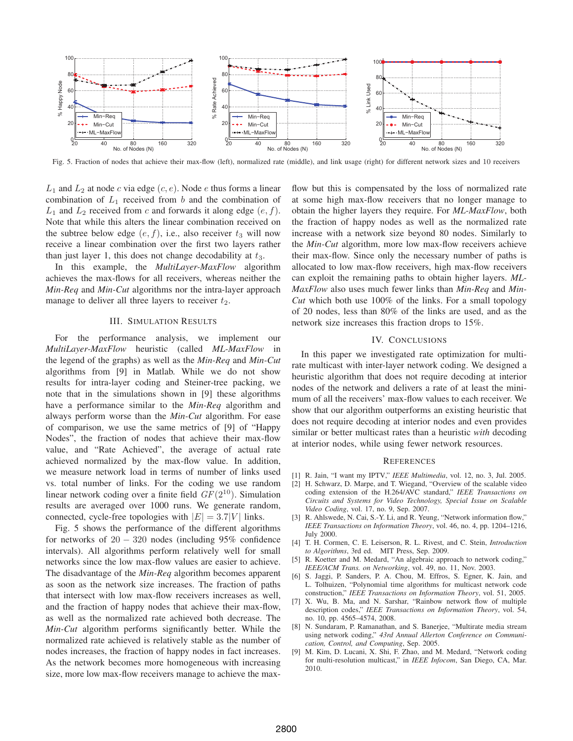100
80
60
40
20
0
% Happy Node
20 40 80 160 320
No. of Nodes (N)
Min−Req
Min−Cut
ML−MaxFlow

100
80
60
40
20
0
% Rate Achieved
20 40 80 160 320
No. of Nodes (N)
Min−Req
Min−Cut
ML−MaxFlow

100
80
60
40
20
0
% Link Used
20 40 80 160 320
No. of Nodes (N)
Min−Req
Min−Cut
ML−MaxFlow

Fig. 5. Fraction of nodes that achieve their max-flow (left), normalized rate (middle), and link usage (right) for different network sizes and 10 receivers

$L_1$ and $L_2$ at node $c$ via edge $(c, e)$. Node $e$ thus forms a linear combination of $L_1$ received from $b$ and the combination of $L_1$ and $L_2$ received from $c$ and forwards it along edge $(e, f)$. Note that while this alters the linear combination received on the subtree below edge $(e, f)$, i.e., also receiver $t_3$ will now receive a linear combination over the first two layers rather than just layer 1, this does not change decodability at $t_3$.

In this example, the *MultiLayer-MaxFlow* algorithm achieves the max-flows for all receivers, whereas neither the *Min-Req* and *Min-Cut* algorithms nor the intra-layer approach manage to deliver all three layers to receiver $t_2$.

## III. Simulation Results

For the performance analysis, we implement our *MultiLayer-MaxFlow* heuristic (called *ML-MaxFlow* in the legend of the graphs) as well as the *Min-Req* and *Min-Cut* algorithms from [9] in Matlab. While we do not show results for intra-layer coding and Steiner-tree packing, we note that in the simulations shown in [9] these algorithms have a performance similar to the *Min-Req* algorithm and always perform worse than the *Min-Cut* algorithm. For ease of comparison, we use the same metrics of [9] of "Happy Nodes", the fraction of nodes that achieve their max-flow value, and "Rate Achieved", the average of actual rate achieved normalized by the max-flow value. In addition, we measure network load in terms of number of links used vs. total number of links. For the coding we use random linear network coding over a finite field $GF(2^{10})$. Simulation results are averaged over 1000 runs. We generate random, connected, cycle-free topologies with $|E| = 3.7|V|$ links.

Fig. 5 shows the performance of the different algorithms for networks of $20 - 320$ nodes (including 95% confidence intervals). All algorithms perform relatively well for small networks since the low max-flow values are easier to achieve. The disadvantage of the *Min-Req* algorithm becomes apparent as soon as the network size increases. The fraction of paths that intersect with low max-flow receivers increases as well, and the fraction of happy nodes that achieve their max-flow, as well as the normalized rate achieved both decrease. The *Min-Cut* algorithm performs significantly better. While the normalized rate achieved is relatively stable as the number of nodes increases, the fraction of happy nodes in fact increases. As the network becomes more homogeneous with increasing size, more low max-flow receivers manage to achieve the max-flow but this is compensated by the loss of normalized rate at some high max-flow receivers that no longer manage to obtain the higher layers they require. For *ML-MaxFlow*, both the fraction of happy nodes as well as the normalized rate increase with a network size beyond 80 nodes. Similarly to the *Min-Cut* algorithm, more low max-flow receivers achieve their max-flow. Since only the necessary number of paths is allocated to low max-flow receivers, high max-flow receivers can exploit the remaining paths to obtain higher layers. *ML-MaxFlow* also uses much fewer links than *Min-Req* and *Min-Cut* which both use 100% of the links. For a small topology of 20 nodes, less than 80% of the links are used, and as the network size increases this fraction drops to 15%.

## IV. Conclusions

In this paper we investigated rate optimization for multi-rate multicast with inter-layer network coding. We designed a heuristic algorithm that does not require decoding at interior nodes of the network and delivers a rate of at least the minimum of all the receivers' max-flow values to each receiver. We show that our algorithm outperforms an existing heuristic that does not require decoding at interior nodes and even provides similar or better multicast rates than a heuristic *with* decoding at interior nodes, while using fewer network resources.

## References

[1] R. Jain, "I want my IPTV," *IEEE Multimedia*, vol. 12, no. 3, Jul. 2005.

[2] H. Schwarz, D. Marpe, and T. Wiegand, "Overview of the scalable video coding extension of the H.264/AVC standard," *IEEE Transactions on Circuits and Systems for Video Technology, Special Issue on Scalable Video Coding*, vol. 17, no. 9, Sep. 2007.

[3] R. Ahlswede, N. Cai, S.-Y. Li, and R. Yeung, "Network information flow," *IEEE Transactions on Information Theory*, vol. 46, no. 4, pp. 1204–1216, July 2000.

[4] T. H. Cormen, C. E. Leiserson, R. L. Rivest, and C. Stein, *Introduction to Algorithms*, 3rd ed. MIT Press, Sep. 2009.

[5] R. Koetter and M. Medard, "An algebraic approach to network coding," *IEEE/ACM Trans. on Networking*, vol. 49, no. 11, Nov. 2003.

[6] S. Jaggi, P. Sanders, P. A. Chou, M. Effros, S. Egner, K. Jain, and L. Tolhuizen, "Polynomial time algorithms for multicast network code construction," *IEEE Transactions on Information Theory*, vol. 51, 2005.

[7] X. Wu, B. Ma, and N. Sarshar, "Rainbow network flow of multiple description codes," *IEEE Transactions on Information Theory*, vol. 54, no. 10, pp. 4565–4574, 2008.

[8] N. Sundaram, P. Ramanathan, and S. Banerjee, "Multirate media stream using network coding," *43rd Annual Allerton Conference on Communication, Control, and Computing*, Sep. 2005.

[9] M. Kim, D. Lucani, X. Shi, F. Zhao, and M. Medard, "Network coding for multi-resolution multicast," in *IEEE Infocom*, San Diego, CA, Mar. 2010.